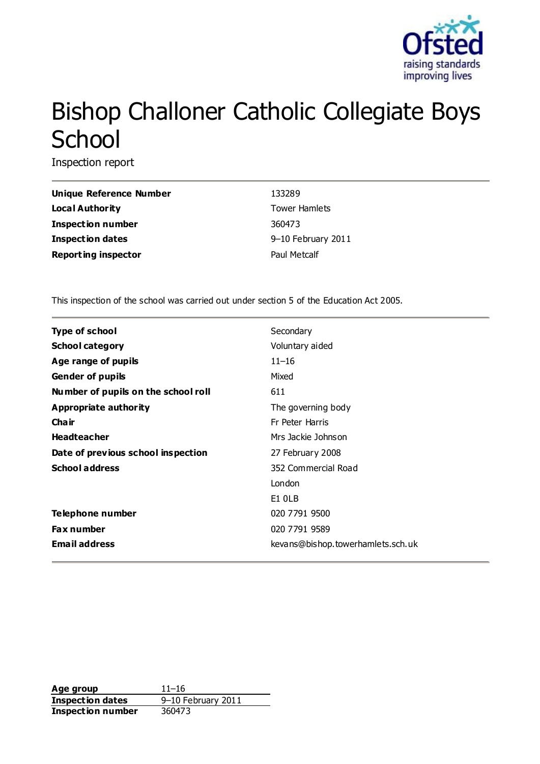# Bishop Challoner Catholic Collegiate Boys School

Inspection report

| | |
|---|---|
| **Unique Reference Number** | 133289 |
| **Local Authority** | Tower Hamlets |
| **Inspection number** | 360473 |
| **Inspection dates** | 9–10 February 2011 |
| **Reporting inspector** | Paul Metcalf |

This inspection of the school was carried out under section 5 of the Education Act 2005.

| | |
|---|---|
| **Type of school** | Secondary |
| **School category** | Voluntary aided |
| **Age range of pupils** | 11–16 |
| **Gender of pupils** | Mixed |
| **Number of pupils on the school roll** | 611 |
| **Appropriate authority** | The governing body |
| **Chair** | Fr Peter Harris |
| **Headteacher** | Mrs Jackie Johnson |
| **Date of previous school inspection** | 27 February 2008 |
| **School address** | 352 Commercial Road<br>London<br>E1 0LB |
| **Telephone number** | 020 7791 9500 |
| **Fax number** | 020 7791 9589 |
| **Email address** | kevans@bishop.towerhamlets.sch.uk |

| | |
|---|---|
| **Age group** | 11–16 |
| **Inspection dates** | 9–10 February 2011 |
| **Inspection number** | 360473 |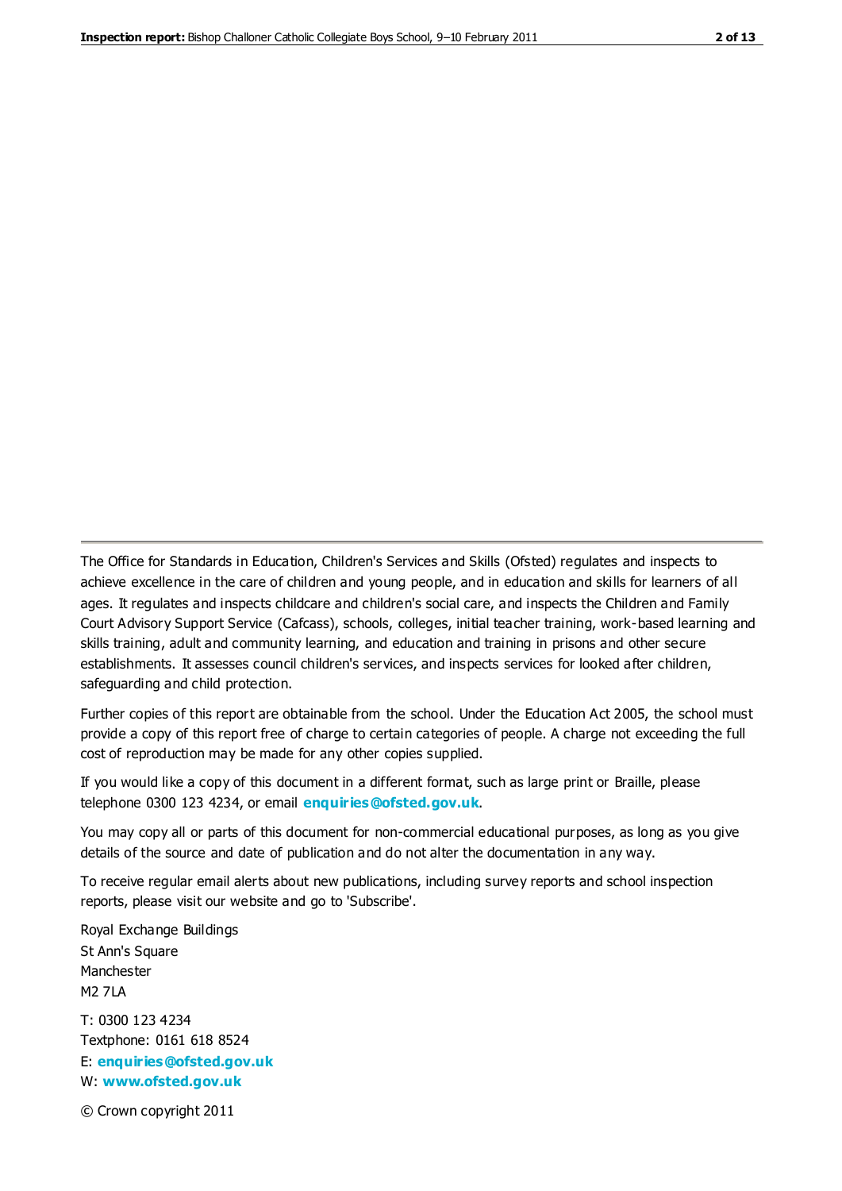The Office for Standards in Education, Children's Services and Skills (Ofsted) regulates and inspects to achieve excellence in the care of children and young people, and in education and skills for learners of all ages. It regulates and inspects childcare and children's social care, and inspects the Children and Family Court Advisory Support Service (Cafcass), schools, colleges, initial teacher training, work-based learning and skills training, adult and community learning, and education and training in prisons and other secure establishments. It assesses council children's services, and inspects services for looked after children, safeguarding and child protection.

Further copies of this report are obtainable from the school. Under the Education Act 2005, the school must provide a copy of this report free of charge to certain categories of people. A charge not exceeding the full cost of reproduction may be made for any other copies supplied.

If you would like a copy of this document in a different format, such as large print or Braille, please telephone 0300 123 4234, or email **enquiries@ofsted.gov.uk**.

You may copy all or parts of this document for non-commercial educational purposes, as long as you give details of the source and date of publication and do not alter the documentation in any way.

To receive regular email alerts about new publications, including survey reports and school inspection reports, please visit our website and go to 'Subscribe'.

Royal Exchange Buildings
St Ann's Square
Manchester
M2 7LA

T: 0300 123 4234
Textphone: 0161 618 8524
E: **enquiries@ofsted.gov.uk**
W: **www.ofsted.gov.uk**

© Crown copyright 2011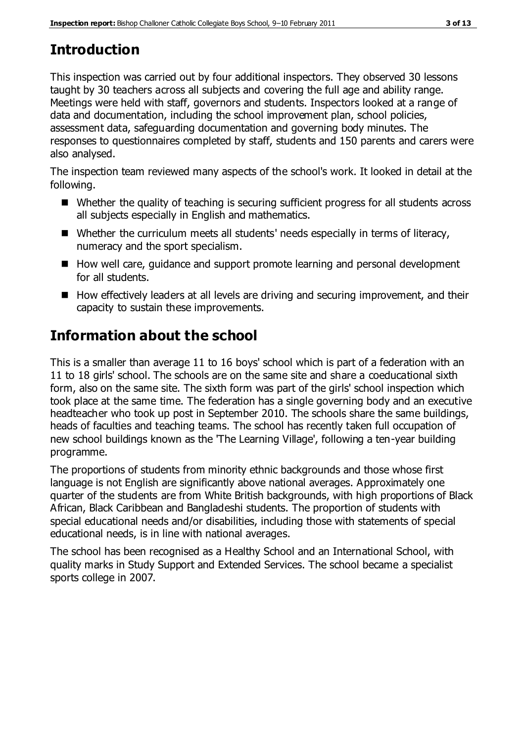## Introduction

This inspection was carried out by four additional inspectors. They observed 30 lessons taught by 30 teachers across all subjects and covering the full age and ability range. Meetings were held with staff, governors and students. Inspectors looked at a range of data and documentation, including the school improvement plan, school policies, assessment data, safeguarding documentation and governing body minutes. The responses to questionnaires completed by staff, students and 150 parents and carers were also analysed.

The inspection team reviewed many aspects of the school's work. It looked in detail at the following.

- Whether the quality of teaching is securing sufficient progress for all students across all subjects especially in English and mathematics.
- Whether the curriculum meets all students' needs especially in terms of literacy, numeracy and the sport specialism.
- How well care, guidance and support promote learning and personal development for all students.
- How effectively leaders at all levels are driving and securing improvement, and their capacity to sustain these improvements.

## Information about the school

This is a smaller than average 11 to 16 boys' school which is part of a federation with an 11 to 18 girls' school. The schools are on the same site and share a coeducational sixth form, also on the same site. The sixth form was part of the girls' school inspection which took place at the same time. The federation has a single governing body and an executive headteacher who took up post in September 2010. The schools share the same buildings, heads of faculties and teaching teams. The school has recently taken full occupation of new school buildings known as the 'The Learning Village', following a ten-year building programme.

The proportions of students from minority ethnic backgrounds and those whose first language is not English are significantly above national averages. Approximately one quarter of the students are from White British backgrounds, with high proportions of Black African, Black Caribbean and Bangladeshi students. The proportion of students with special educational needs and/or disabilities, including those with statements of special educational needs, is in line with national averages.

The school has been recognised as a Healthy School and an International School, with quality marks in Study Support and Extended Services. The school became a specialist sports college in 2007.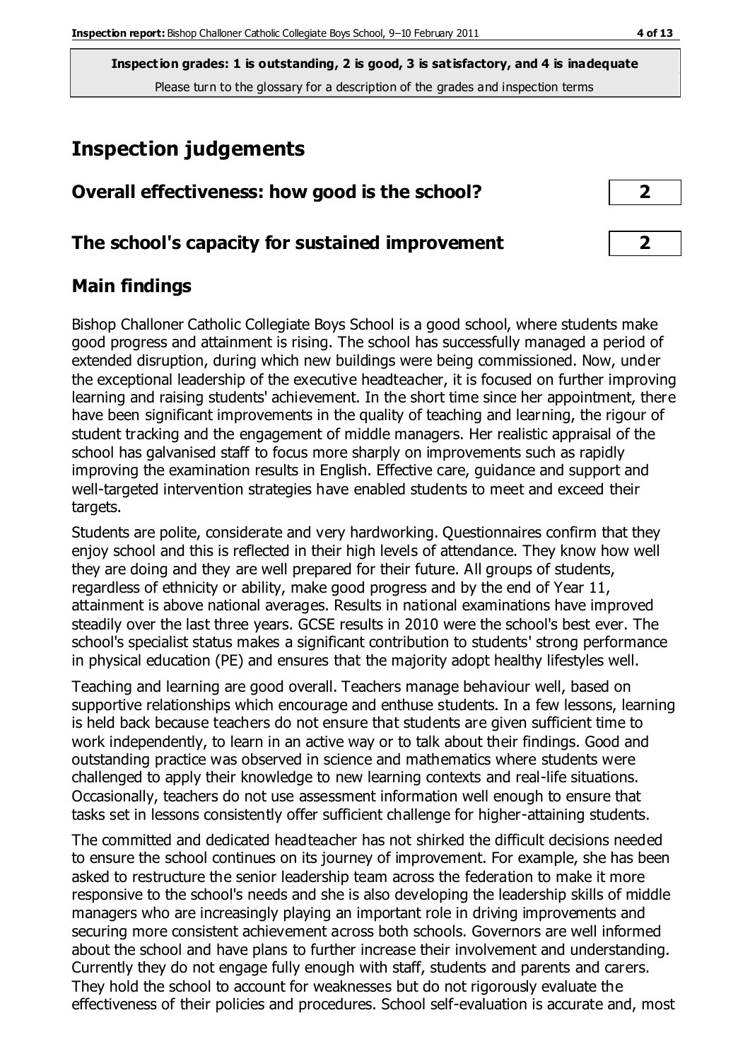**Inspection grades: 1 is outstanding, 2 is good, 3 is satisfactory, and 4 is inadequate**
Please turn to the glossary for a description of the grades and inspection terms

# Inspection judgements

## Overall effectiveness: how good is the school? 2

## The school's capacity for sustained improvement 2

## Main findings

Bishop Challoner Catholic Collegiate Boys School is a good school, where students make good progress and attainment is rising. The school has successfully managed a period of extended disruption, during which new buildings were being commissioned. Now, under the exceptional leadership of the executive headteacher, it is focused on further improving learning and raising students' achievement. In the short time since her appointment, there have been significant improvements in the quality of teaching and learning, the rigour of student tracking and the engagement of middle managers. Her realistic appraisal of the school has galvanised staff to focus more sharply on improvements such as rapidly improving the examination results in English. Effective care, guidance and support and well-targeted intervention strategies have enabled students to meet and exceed their targets.

Students are polite, considerate and very hardworking. Questionnaires confirm that they enjoy school and this is reflected in their high levels of attendance. They know how well they are doing and they are well prepared for their future. All groups of students, regardless of ethnicity or ability, make good progress and by the end of Year 11, attainment is above national averages. Results in national examinations have improved steadily over the last three years. GCSE results in 2010 were the school's best ever. The school's specialist status makes a significant contribution to students' strong performance in physical education (PE) and ensures that the majority adopt healthy lifestyles well.

Teaching and learning are good overall. Teachers manage behaviour well, based on supportive relationships which encourage and enthuse students. In a few lessons, learning is held back because teachers do not ensure that students are given sufficient time to work independently, to learn in an active way or to talk about their findings. Good and outstanding practice was observed in science and mathematics where students were challenged to apply their knowledge to new learning contexts and real-life situations. Occasionally, teachers do not use assessment information well enough to ensure that tasks set in lessons consistently offer sufficient challenge for higher-attaining students.

The committed and dedicated headteacher has not shirked the difficult decisions needed to ensure the school continues on its journey of improvement. For example, she has been asked to restructure the senior leadership team across the federation to make it more responsive to the school's needs and she is also developing the leadership skills of middle managers who are increasingly playing an important role in driving improvements and securing more consistent achievement across both schools. Governors are well informed about the school and have plans to further increase their involvement and understanding. Currently they do not engage fully enough with staff, students and parents and carers. They hold the school to account for weaknesses but do not rigorously evaluate the effectiveness of their policies and procedures. School self-evaluation is accurate and, most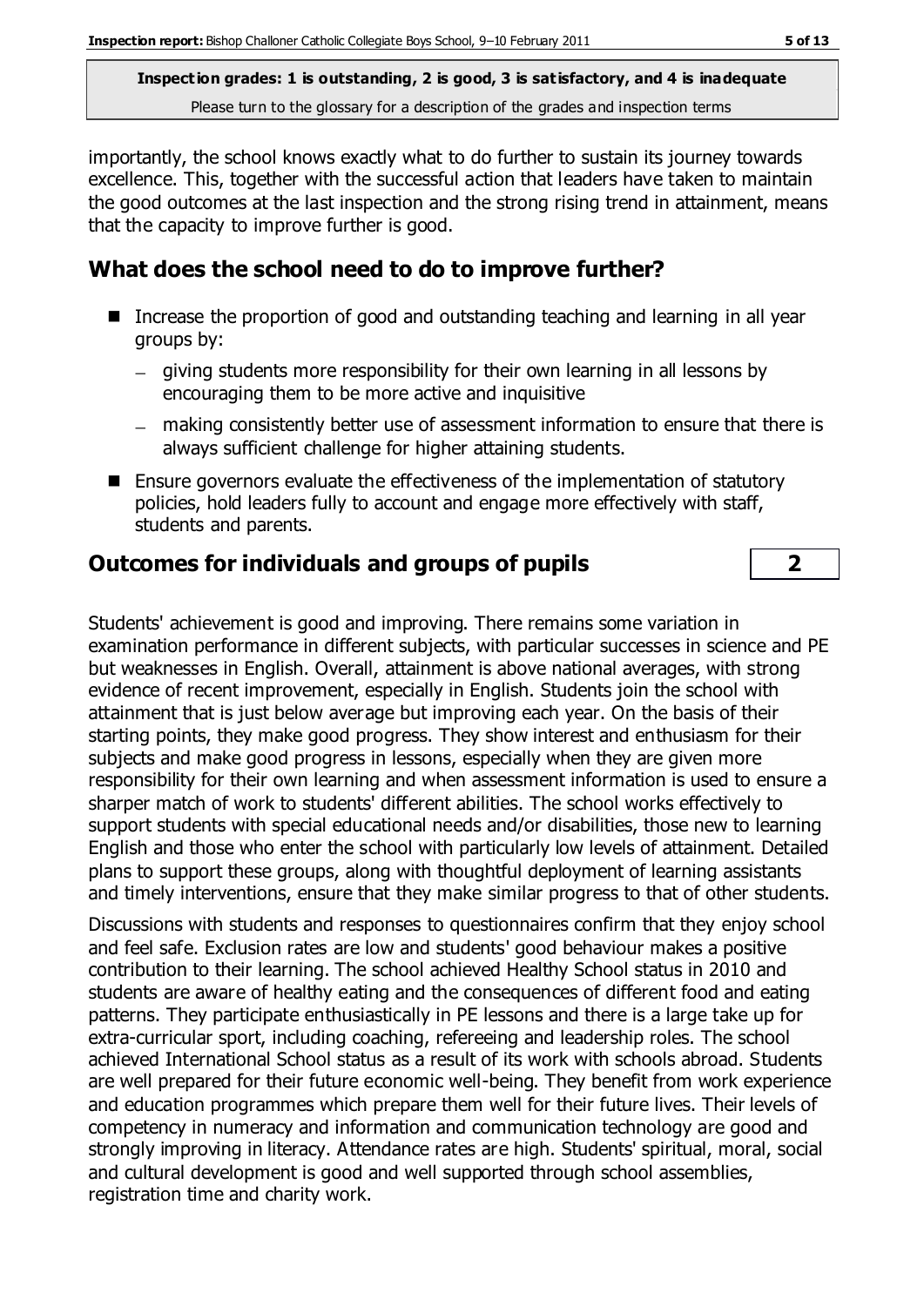importantly, the school knows exactly what to do further to sustain its journey towards excellence. This, together with the successful action that leaders have taken to maintain the good outcomes at the last inspection and the strong rising trend in attainment, means that the capacity to improve further is good.

## What does the school need to do to improve further?

- Increase the proportion of good and outstanding teaching and learning in all year groups by:
  - giving students more responsibility for their own learning in all lessons by encouraging them to be more active and inquisitive
  - making consistently better use of assessment information to ensure that there is always sufficient challenge for higher attaining students.
- Ensure governors evaluate the effectiveness of the implementation of statutory policies, hold leaders fully to account and engage more effectively with staff, students and parents.

## Outcomes for individuals and groups of pupils — 2

Students' achievement is good and improving. There remains some variation in examination performance in different subjects, with particular successes in science and PE but weaknesses in English. Overall, attainment is above national averages, with strong evidence of recent improvement, especially in English. Students join the school with attainment that is just below average but improving each year. On the basis of their starting points, they make good progress. They show interest and enthusiasm for their subjects and make good progress in lessons, especially when they are given more responsibility for their own learning and when assessment information is used to ensure a sharper match of work to students' different abilities. The school works effectively to support students with special educational needs and/or disabilities, those new to learning English and those who enter the school with particularly low levels of attainment. Detailed plans to support these groups, along with thoughtful deployment of learning assistants and timely interventions, ensure that they make similar progress to that of other students.

Discussions with students and responses to questionnaires confirm that they enjoy school and feel safe. Exclusion rates are low and students' good behaviour makes a positive contribution to their learning. The school achieved Healthy School status in 2010 and students are aware of healthy eating and the consequences of different food and eating patterns. They participate enthusiastically in PE lessons and there is a large take up for extra-curricular sport, including coaching, refereeing and leadership roles. The school achieved International School status as a result of its work with schools abroad. Students are well prepared for their future economic well-being. They benefit from work experience and education programmes which prepare them well for their future lives. Their levels of competency in numeracy and information and communication technology are good and strongly improving in literacy. Attendance rates are high. Students' spiritual, moral, social and cultural development is good and well supported through school assemblies, registration time and charity work.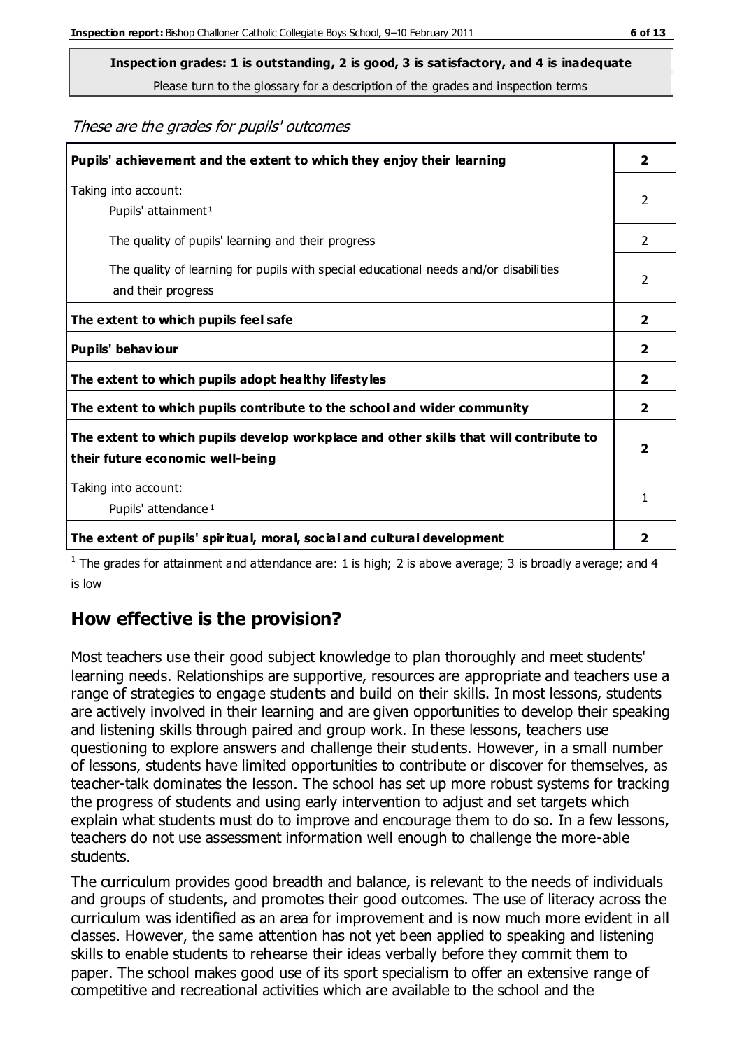**Inspection grades: 1 is outstanding, 2 is good, 3 is satisfactory, and 4 is inadequate**

Please turn to the glossary for a description of the grades and inspection terms

*These are the grades for pupils' outcomes*

| | |
|---|---|
| **Pupils' achievement and the extent to which they enjoy their learning** | **2** |
| Taking into account: Pupils' attainment[1] | 2 |
| The quality of pupils' learning and their progress | 2 |
| The quality of learning for pupils with special educational needs and/or disabilities and their progress | 2 |
| **The extent to which pupils feel safe** | **2** |
| **Pupils' behaviour** | **2** |
| **The extent to which pupils adopt healthy lifestyles** | **2** |
| **The extent to which pupils contribute to the school and wider community** | **2** |
| **The extent to which pupils develop workplace and other skills that will contribute to their future economic well-being** | **2** |
| Taking into account: Pupils' attendance[1] | 1 |
| **The extent of pupils' spiritual, moral, social and cultural development** | **2** |

[1] The grades for attainment and attendance are: 1 is high; 2 is above average; 3 is broadly average; and 4 is low

## How effective is the provision?

Most teachers use their good subject knowledge to plan thoroughly and meet students' learning needs. Relationships are supportive, resources are appropriate and teachers use a range of strategies to engage students and build on their skills. In most lessons, students are actively involved in their learning and are given opportunities to develop their speaking and listening skills through paired and group work. In these lessons, teachers use questioning to explore answers and challenge their students. However, in a small number of lessons, students have limited opportunities to contribute or discover for themselves, as teacher-talk dominates the lesson. The school has set up more robust systems for tracking the progress of students and using early intervention to adjust and set targets which explain what students must do to improve and encourage them to do so. In a few lessons, teachers do not use assessment information well enough to challenge the more-able students.

The curriculum provides good breadth and balance, is relevant to the needs of individuals and groups of students, and promotes their good outcomes. The use of literacy across the curriculum was identified as an area for improvement and is now much more evident in all classes. However, the same attention has not yet been applied to speaking and listening skills to enable students to rehearse their ideas verbally before they commit them to paper. The school makes good use of its sport specialism to offer an extensive range of competitive and recreational activities which are available to the school and the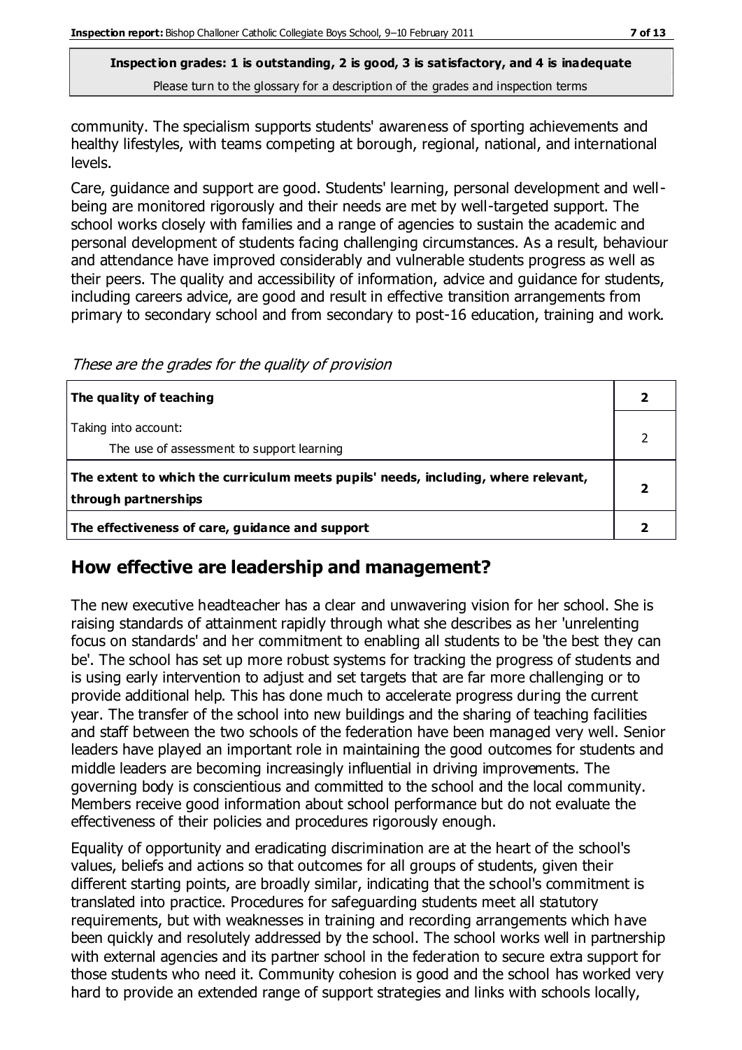**Inspection grades: 1 is outstanding, 2 is good, 3 is satisfactory, and 4 is inadequate**
Please turn to the glossary for a description of the grades and inspection terms

community. The specialism supports students' awareness of sporting achievements and healthy lifestyles, with teams competing at borough, regional, national, and international levels.

Care, guidance and support are good. Students' learning, personal development and well-being are monitored rigorously and their needs are met by well-targeted support. The school works closely with families and a range of agencies to sustain the academic and personal development of students facing challenging circumstances. As a result, behaviour and attendance have improved considerably and vulnerable students progress as well as their peers. The quality and accessibility of information, advice and guidance for students, including careers advice, are good and result in effective transition arrangements from primary to secondary school and from secondary to post-16 education, training and work.

*These are the grades for the quality of provision*

| | |
|---|---|
| **The quality of teaching** | **2** |
| Taking into account:<br>The use of assessment to support learning | 2 |
| **The extent to which the curriculum meets pupils' needs, including, where relevant, through partnerships** | **2** |
| **The effectiveness of care, guidance and support** | **2** |

## How effective are leadership and management?

The new executive headteacher has a clear and unwavering vision for her school. She is raising standards of attainment rapidly through what she describes as her 'unrelenting focus on standards' and her commitment to enabling all students to be 'the best they can be'. The school has set up more robust systems for tracking the progress of students and is using early intervention to adjust and set targets that are far more challenging or to provide additional help. This has done much to accelerate progress during the current year. The transfer of the school into new buildings and the sharing of teaching facilities and staff between the two schools of the federation have been managed very well. Senior leaders have played an important role in maintaining the good outcomes for students and middle leaders are becoming increasingly influential in driving improvements. The governing body is conscientious and committed to the school and the local community. Members receive good information about school performance but do not evaluate the effectiveness of their policies and procedures rigorously enough.

Equality of opportunity and eradicating discrimination are at the heart of the school's values, beliefs and actions so that outcomes for all groups of students, given their different starting points, are broadly similar, indicating that the school's commitment is translated into practice. Procedures for safeguarding students meet all statutory requirements, but with weaknesses in training and recording arrangements which have been quickly and resolutely addressed by the school. The school works well in partnership with external agencies and its partner school in the federation to secure extra support for those students who need it. Community cohesion is good and the school has worked very hard to provide an extended range of support strategies and links with schools locally,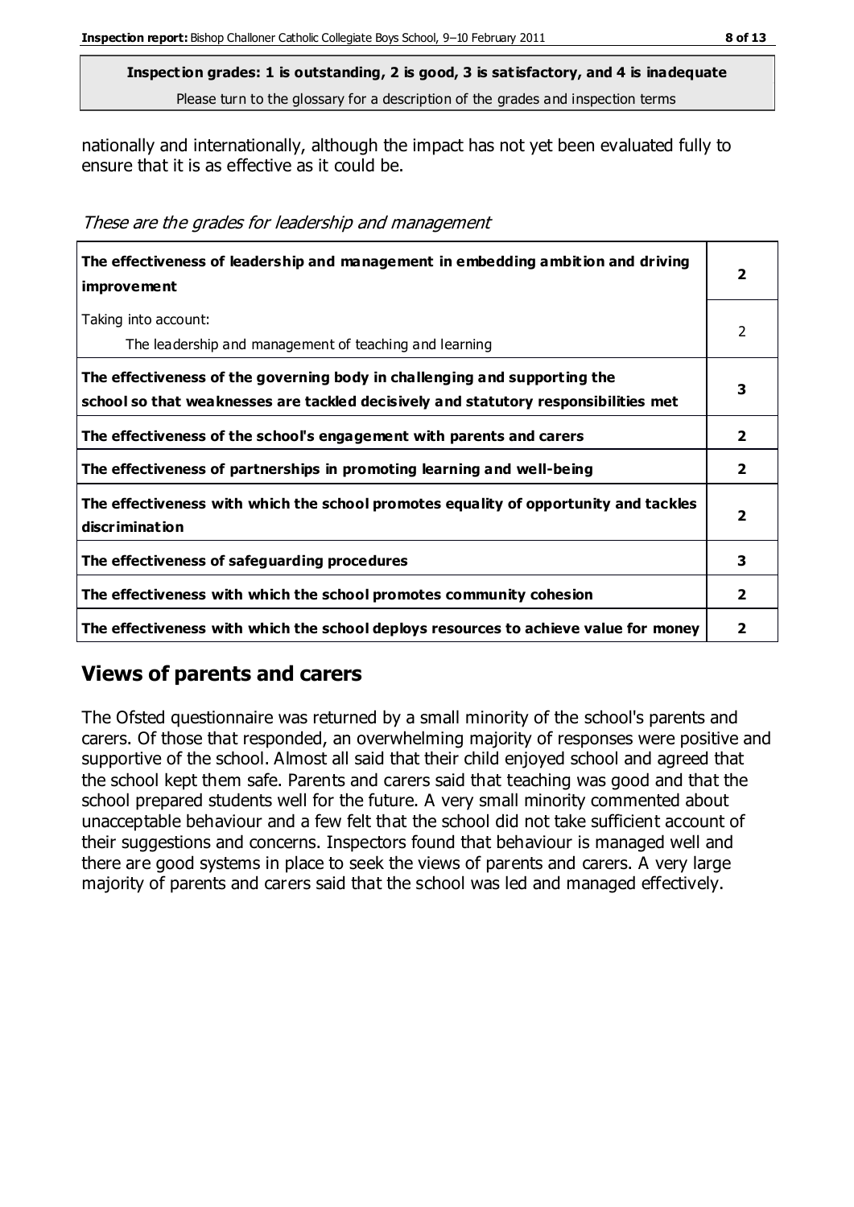**Inspection grades: 1 is outstanding, 2 is good, 3 is satisfactory, and 4 is inadequate**

Please turn to the glossary for a description of the grades and inspection terms

nationally and internationally, although the impact has not yet been evaluated fully to ensure that it is as effective as it could be.

*These are the grades for leadership and management*

| | |
|---|---|
| **The effectiveness of leadership and management in embedding ambition and driving improvement** | **2** |
| Taking into account:<br>The leadership and management of teaching and learning | 2 |
| **The effectiveness of the governing body in challenging and supporting the school so that weaknesses are tackled decisively and statutory responsibilities met** | **3** |
| **The effectiveness of the school's engagement with parents and carers** | **2** |
| **The effectiveness of partnerships in promoting learning and well-being** | **2** |
| **The effectiveness with which the school promotes equality of opportunity and tackles discrimination** | **2** |
| **The effectiveness of safeguarding procedures** | **3** |
| **The effectiveness with which the school promotes community cohesion** | **2** |
| **The effectiveness with which the school deploys resources to achieve value for money** | **2** |

## Views of parents and carers

The Ofsted questionnaire was returned by a small minority of the school's parents and carers. Of those that responded, an overwhelming majority of responses were positive and supportive of the school. Almost all said that their child enjoyed school and agreed that the school kept them safe. Parents and carers said that teaching was good and that the school prepared students well for the future. A very small minority commented about unacceptable behaviour and a few felt that the school did not take sufficient account of their suggestions and concerns. Inspectors found that behaviour is managed well and there are good systems in place to seek the views of parents and carers. A very large majority of parents and carers said that the school was led and managed effectively.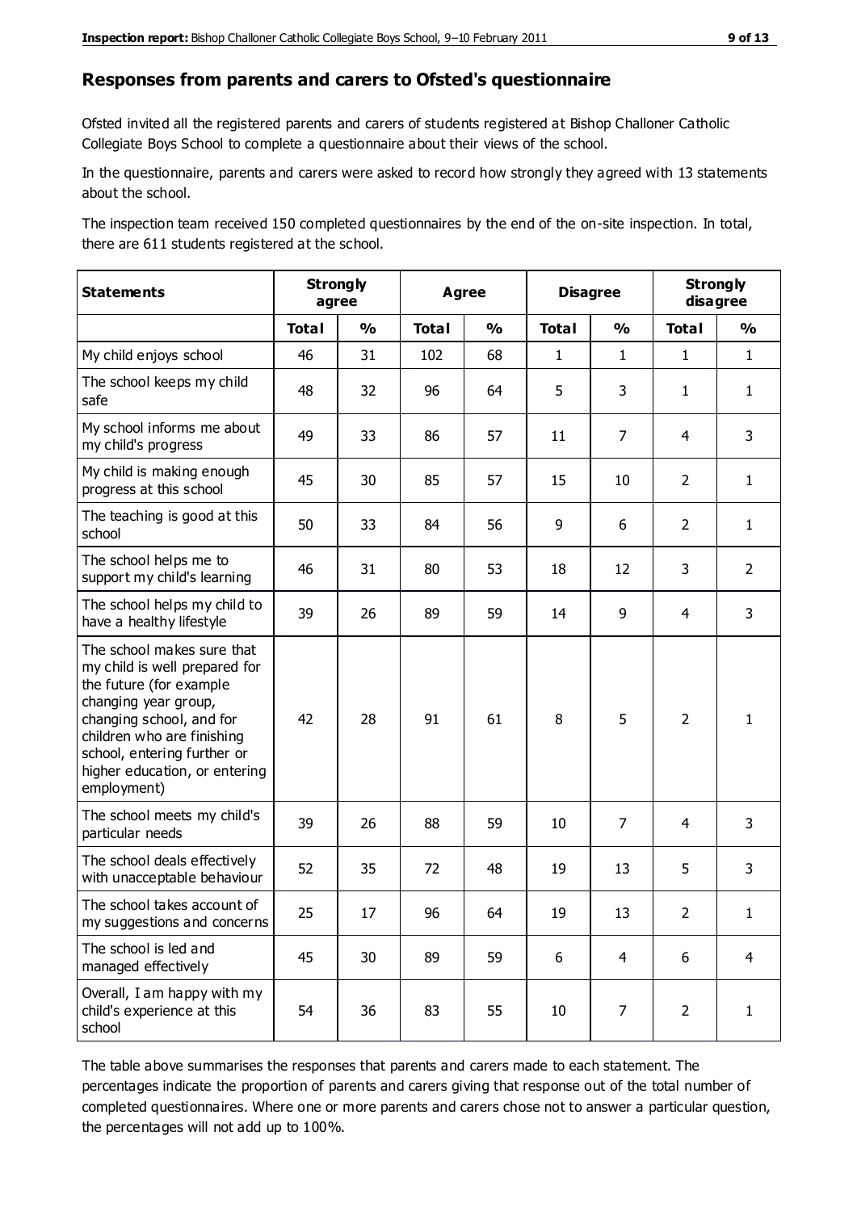## Responses from parents and carers to Ofsted's questionnaire

Ofsted invited all the registered parents and carers of students registered at Bishop Challoner Catholic Collegiate Boys School to complete a questionnaire about their views of the school.

In the questionnaire, parents and carers were asked to record how strongly they agreed with 13 statements about the school.

The inspection team received 150 completed questionnaires by the end of the on-site inspection. In total, there are 611 students registered at the school.

| Statements | Strongly agree | | Agree | | Disagree | | Strongly disagree | |
|---|---|---|---|---|---|---|---|---|
| | **Total** | **%** | **Total** | **%** | **Total** | **%** | **Total** | **%** |
| My child enjoys school | 46 | 31 | 102 | 68 | 1 | 1 | 1 | 1 |
| The school keeps my child safe | 48 | 32 | 96 | 64 | 5 | 3 | 1 | 1 |
| My school informs me about my child's progress | 49 | 33 | 86 | 57 | 11 | 7 | 4 | 3 |
| My child is making enough progress at this school | 45 | 30 | 85 | 57 | 15 | 10 | 2 | 1 |
| The teaching is good at this school | 50 | 33 | 84 | 56 | 9 | 6 | 2 | 1 |
| The school helps me to support my child's learning | 46 | 31 | 80 | 53 | 18 | 12 | 3 | 2 |
| The school helps my child to have a healthy lifestyle | 39 | 26 | 89 | 59 | 14 | 9 | 4 | 3 |
| The school makes sure that my child is well prepared for the future (for example changing year group, changing school, and for children who are finishing school, entering further or higher education, or entering employment) | 42 | 28 | 91 | 61 | 8 | 5 | 2 | 1 |
| The school meets my child's particular needs | 39 | 26 | 88 | 59 | 10 | 7 | 4 | 3 |
| The school deals effectively with unacceptable behaviour | 52 | 35 | 72 | 48 | 19 | 13 | 5 | 3 |
| The school takes account of my suggestions and concerns | 25 | 17 | 96 | 64 | 19 | 13 | 2 | 1 |
| The school is led and managed effectively | 45 | 30 | 89 | 59 | 6 | 4 | 6 | 4 |
| Overall, I am happy with my child's experience at this school | 54 | 36 | 83 | 55 | 10 | 7 | 2 | 1 |

The table above summarises the responses that parents and carers made to each statement. The percentages indicate the proportion of parents and carers giving that response out of the total number of completed questionnaires. Where one or more parents and carers chose not to answer a particular question, the percentages will not add up to 100%.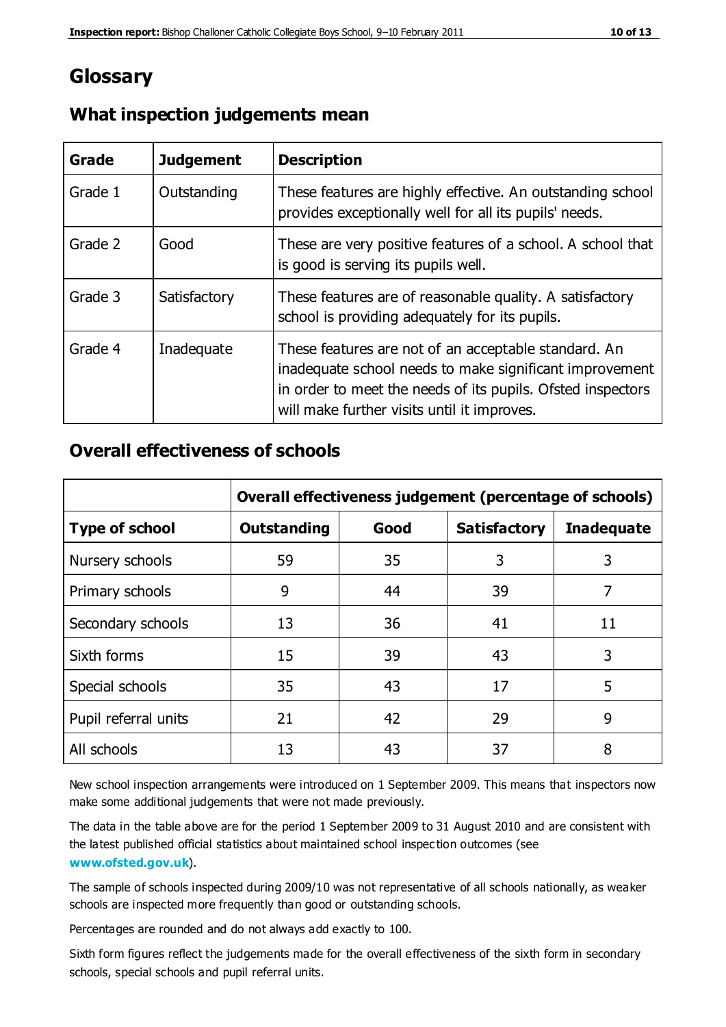# Glossary

## What inspection judgements mean

| Grade | Judgement | Description |
|---|---|---|
| Grade 1 | Outstanding | These features are highly effective. An outstanding school provides exceptionally well for all its pupils' needs. |
| Grade 2 | Good | These are very positive features of a school. A school that is good is serving its pupils well. |
| Grade 3 | Satisfactory | These features are of reasonable quality. A satisfactory school is providing adequately for its pupils. |
| Grade 4 | Inadequate | These features are not of an acceptable standard. An inadequate school needs to make significant improvement in order to meet the needs of its pupils. Ofsted inspectors will make further visits until it improves. |

## Overall effectiveness of schools

| | Overall effectiveness judgement (percentage of schools) | | | |
|---|---|---|---|---|
| **Type of school** | **Outstanding** | **Good** | **Satisfactory** | **Inadequate** |
| Nursery schools | 59 | 35 | 3 | 3 |
| Primary schools | 9 | 44 | 39 | 7 |
| Secondary schools | 13 | 36 | 41 | 11 |
| Sixth forms | 15 | 39 | 43 | 3 |
| Special schools | 35 | 43 | 17 | 5 |
| Pupil referral units | 21 | 42 | 29 | 9 |
| All schools | 13 | 43 | 37 | 8 |

New school inspection arrangements were introduced on 1 September 2009. This means that inspectors now make some additional judgements that were not made previously.

The data in the table above are for the period 1 September 2009 to 31 August 2010 and are consistent with the latest published official statistics about maintained school inspection outcomes (see **www.ofsted.gov.uk**).

The sample of schools inspected during 2009/10 was not representative of all schools nationally, as weaker schools are inspected more frequently than good or outstanding schools.

Percentages are rounded and do not always add exactly to 100.

Sixth form figures reflect the judgements made for the overall effectiveness of the sixth form in secondary schools, special schools and pupil referral units.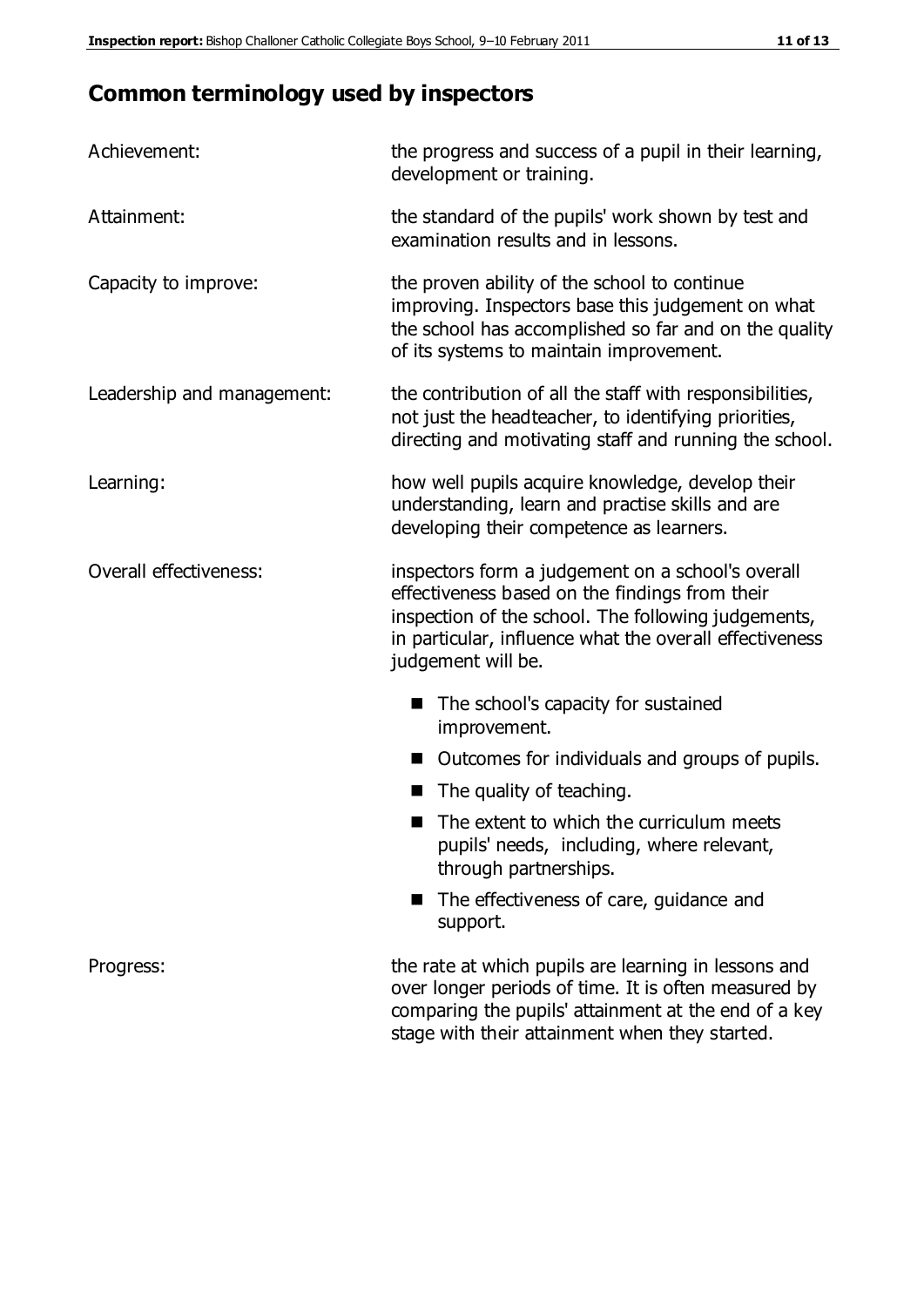## Common terminology used by inspectors

| | |
|---|---|
| Achievement: | the progress and success of a pupil in their learning, development or training. |
| Attainment: | the standard of the pupils' work shown by test and examination results and in lessons. |
| Capacity to improve: | the proven ability of the school to continue improving. Inspectors base this judgement on what the school has accomplished so far and on the quality of its systems to maintain improvement. |
| Leadership and management: | the contribution of all the staff with responsibilities, not just the headteacher, to identifying priorities, directing and motivating staff and running the school. |
| Learning: | how well pupils acquire knowledge, develop their understanding, learn and practise skills and are developing their competence as learners. |
| Overall effectiveness: | inspectors form a judgement on a school's overall effectiveness based on the findings from their inspection of the school. The following judgements, in particular, influence what the overall effectiveness judgement will be. ■ The school's capacity for sustained improvement. ■ Outcomes for individuals and groups of pupils. ■ The quality of teaching. ■ The extent to which the curriculum meets pupils' needs, including, where relevant, through partnerships. ■ The effectiveness of care, guidance and support. |
| Progress: | the rate at which pupils are learning in lessons and over longer periods of time. It is often measured by comparing the pupils' attainment at the end of a key stage with their attainment when they started. |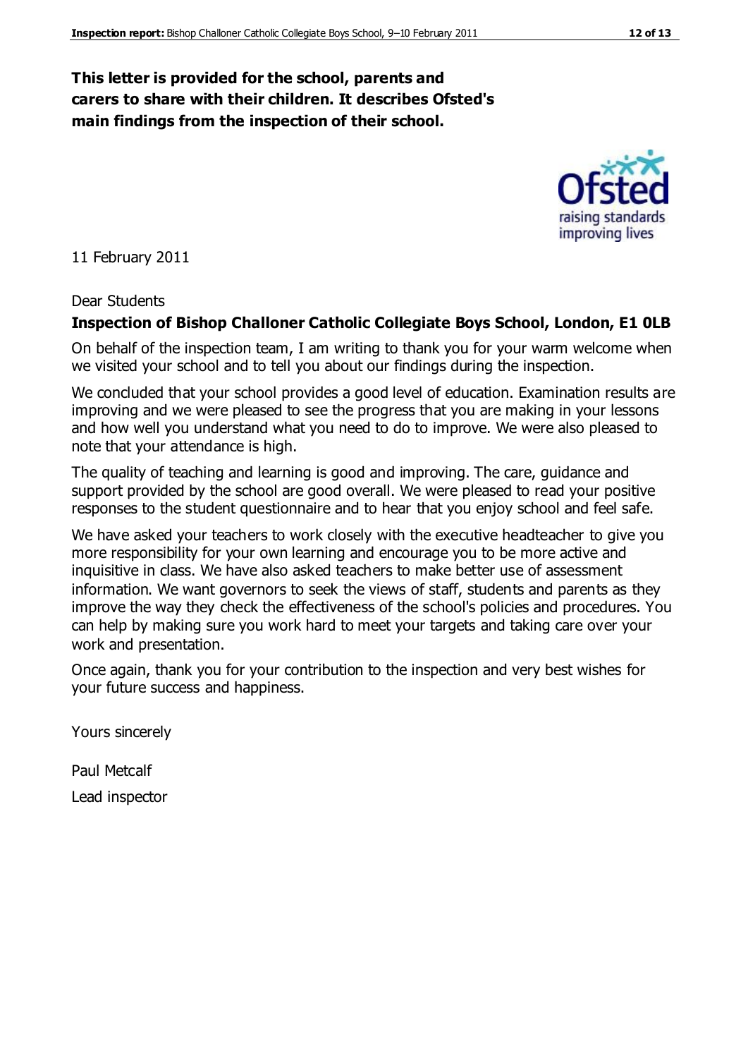**This letter is provided for the school, parents and carers to share with their children. It describes Ofsted's main findings from the inspection of their school.**

11 February 2011

Dear Students

**Inspection of Bishop Challoner Catholic Collegiate Boys School, London, E1 0LB**

On behalf of the inspection team, I am writing to thank you for your warm welcome when we visited your school and to tell you about our findings during the inspection.

We concluded that your school provides a good level of education. Examination results are improving and we were pleased to see the progress that you are making in your lessons and how well you understand what you need to do to improve. We were also pleased to note that your attendance is high.

The quality of teaching and learning is good and improving. The care, guidance and support provided by the school are good overall. We were pleased to read your positive responses to the student questionnaire and to hear that you enjoy school and feel safe.

We have asked your teachers to work closely with the executive headteacher to give you more responsibility for your own learning and encourage you to be more active and inquisitive in class. We have also asked teachers to make better use of assessment information. We want governors to seek the views of staff, students and parents as they improve the way they check the effectiveness of the school's policies and procedures. You can help by making sure you work hard to meet your targets and taking care over your work and presentation.

Once again, thank you for your contribution to the inspection and very best wishes for your future success and happiness.

Yours sincerely

Paul Metcalf

Lead inspector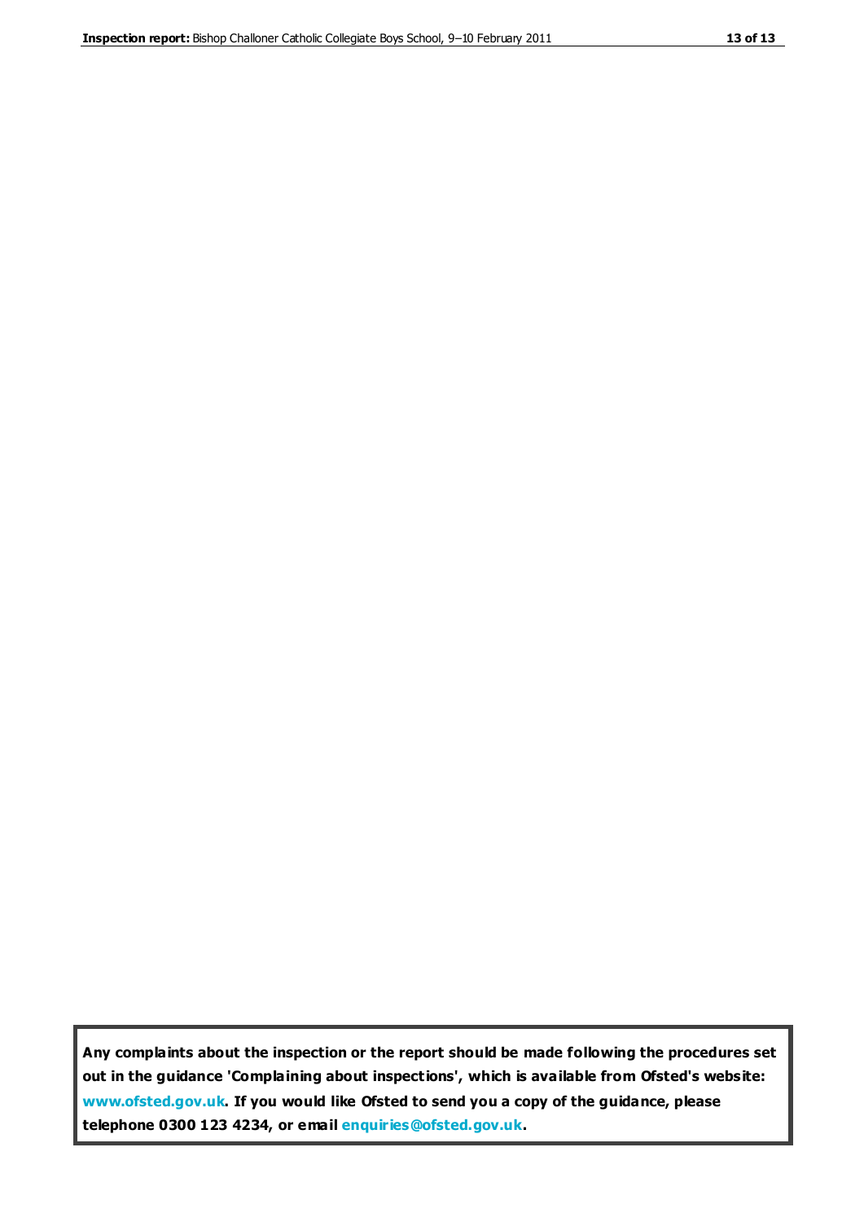**Any complaints about the inspection or the report should be made following the procedures set out in the guidance 'Complaining about inspections', which is available from Ofsted's website: www.ofsted.gov.uk. If you would like Ofsted to send you a copy of the guidance, please telephone 0300 123 4234, or email enquiries@ofsted.gov.uk.**